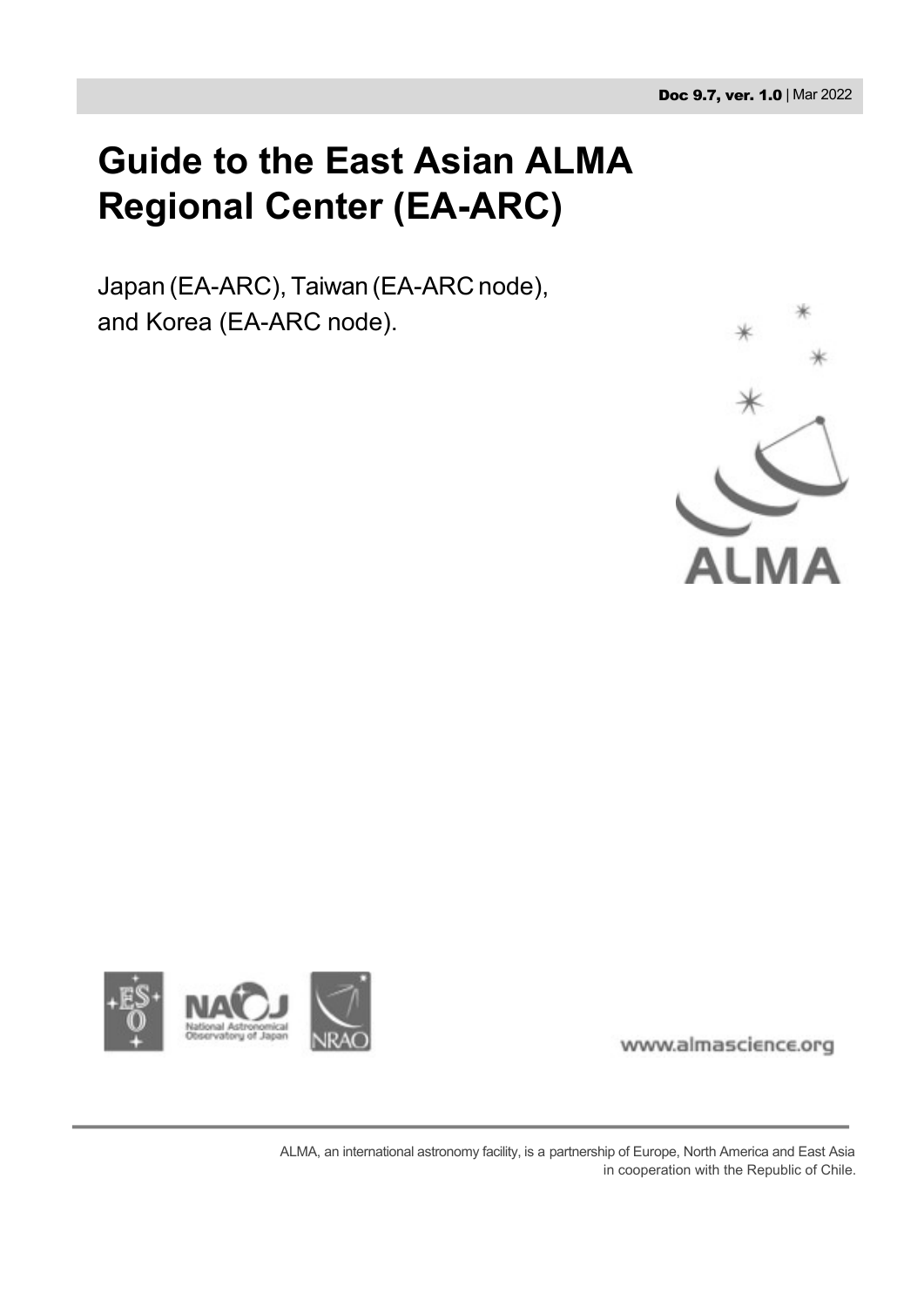Doc 9.7, ver. 1.0 | Mar 2022

# Guide to the East Asian ALMA Regional Center (EA-ARC)

Japan (EA-ARC), Taiwan (EA-ARC node), and Korea (EA-ARC node).

www.almascience.org

ALMA, an international astronomy facility, is a partnership of Europe, North America and East Asia in cooperation with the Republic of Chile.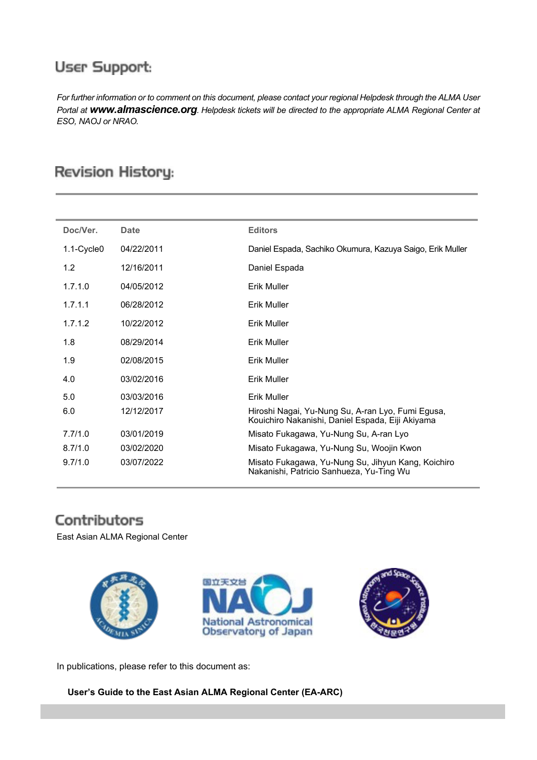## User Support:

*For further information or to comment on this document, please contact your regional Helpdesk through the ALMA User Portal at* ***www.almascience.org****. Helpdesk tickets will be directed to the appropriate ALMA Regional Center at ESO, NAOJ or NRAO.*

## Revision History:

| Doc/Ver. | Date | Editors |
|---|---|---|
| 1.1-Cycle0 | 04/22/2011 | Daniel Espada, Sachiko Okumura, Kazuya Saigo, Erik Muller |
| 1.2 | 12/16/2011 | Daniel Espada |
| 1.7.1.0 | 04/05/2012 | Erik Muller |
| 1.7.1.1 | 06/28/2012 | Erik Muller |
| 1.7.1.2 | 10/22/2012 | Erik Muller |
| 1.8 | 08/29/2014 | Erik Muller |
| 1.9 | 02/08/2015 | Erik Muller |
| 4.0 | 03/02/2016 | Erik Muller |
| 5.0 | 03/03/2016 | Erik Muller |
| 6.0 | 12/12/2017 | Hiroshi Nagai, Yu-Nung Su, A-ran Lyo, Fumi Egusa, Kouichiro Nakanishi, Daniel Espada, Eiji Akiyama |
| 7.7/1.0 | 03/01/2019 | Misato Fukagawa, Yu-Nung Su, A-ran Lyo |
| 8.7/1.0 | 03/02/2020 | Misato Fukagawa, Yu-Nung Su, Woojin Kwon |
| 9.7/1.0 | 03/07/2022 | Misato Fukagawa, Yu-Nung Su, Jihyun Kang, Koichiro Nakanishi, Patricio Sanhueza, Yu-Ting Wu |

## Contributors

East Asian ALMA Regional Center

In publications, please refer to this document as:

**User's Guide to the East Asian ALMA Regional Center (EA-ARC)**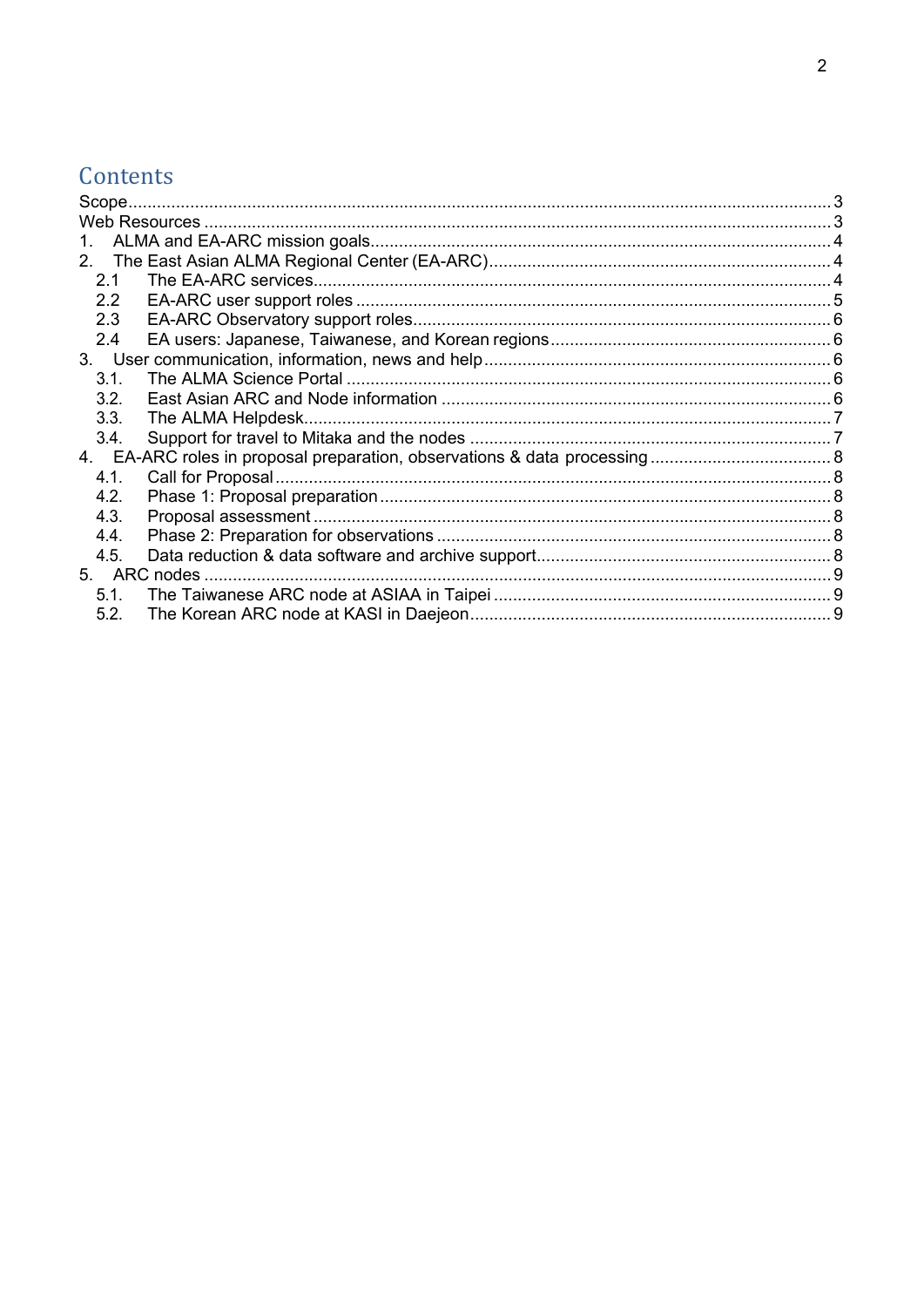# Contents

Scope .......... 3
Web Resources .......... 3
1. ALMA and EA-ARC mission goals .......... 4
2. The East Asian ALMA Regional Center (EA-ARC) .......... 4
   2.1 The EA-ARC services .......... 4
   2.2 EA-ARC user support roles .......... 5
   2.3 EA-ARC Observatory support roles .......... 6
   2.4 EA users: Japanese, Taiwanese, and Korean regions .......... 6
3. User communication, information, news and help .......... 6
   3.1. The ALMA Science Portal .......... 6
   3.2. East Asian ARC and Node information .......... 6
   3.3. The ALMA Helpdesk .......... 7
   3.4. Support for travel to Mitaka and the nodes .......... 7
4. EA-ARC roles in proposal preparation, observations & data processing .......... 8
   4.1. Call for Proposal .......... 8
   4.2. Phase 1: Proposal preparation .......... 8
   4.3. Proposal assessment .......... 8
   4.4. Phase 2: Preparation for observations .......... 8
   4.5. Data reduction & data software and archive support .......... 8
5. ARC nodes .......... 9
   5.1. The Taiwanese ARC node at ASIAA in Taipei .......... 9
   5.2. The Korean ARC node at KASI in Daejeon .......... 9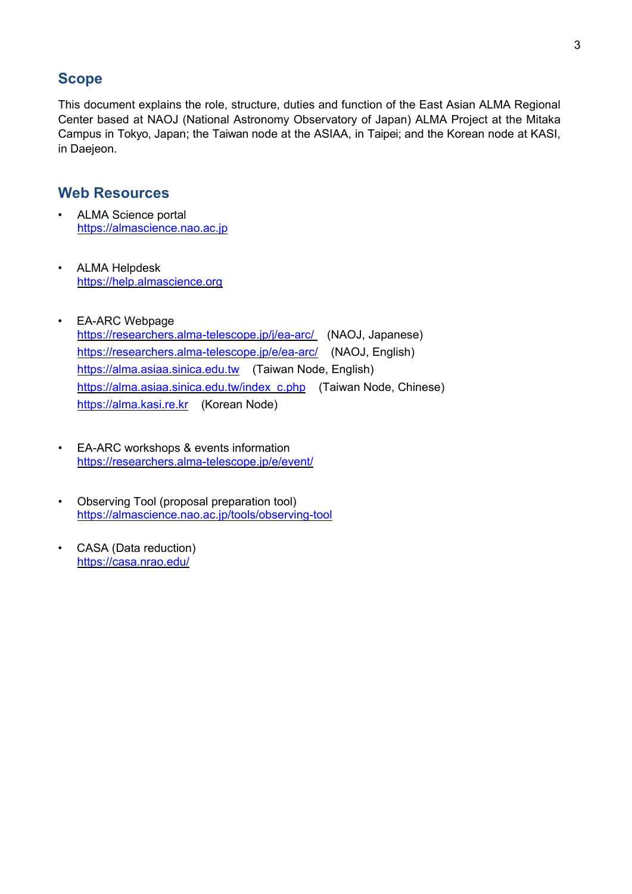## Scope

This document explains the role, structure, duties and function of the East Asian ALMA Regional Center based at NAOJ (National Astronomy Observatory of Japan) ALMA Project at the Mitaka Campus in Tokyo, Japan; the Taiwan node at the ASIAA, in Taipei; and the Korean node at KASI, in Daejeon.

## Web Resources

- ALMA Science portal
  https://almascience.nao.ac.jp

- ALMA Helpdesk
  https://help.almascience.org

- EA-ARC Webpage
  https://researchers.alma-telescope.jp/j/ea-arc/ (NAOJ, Japanese)
  https://researchers.alma-telescope.jp/e/ea-arc/ (NAOJ, English)
  https://alma.asiaa.sinica.edu.tw (Taiwan Node, English)
  https://alma.asiaa.sinica.edu.tw/index_c.php (Taiwan Node, Chinese)
  https://alma.kasi.re.kr (Korean Node)

- EA-ARC workshops & events information
  https://researchers.alma-telescope.jp/e/event/

- Observing Tool (proposal preparation tool)
  https://almascience.nao.ac.jp/tools/observing-tool

- CASA (Data reduction)
  https://casa.nrao.edu/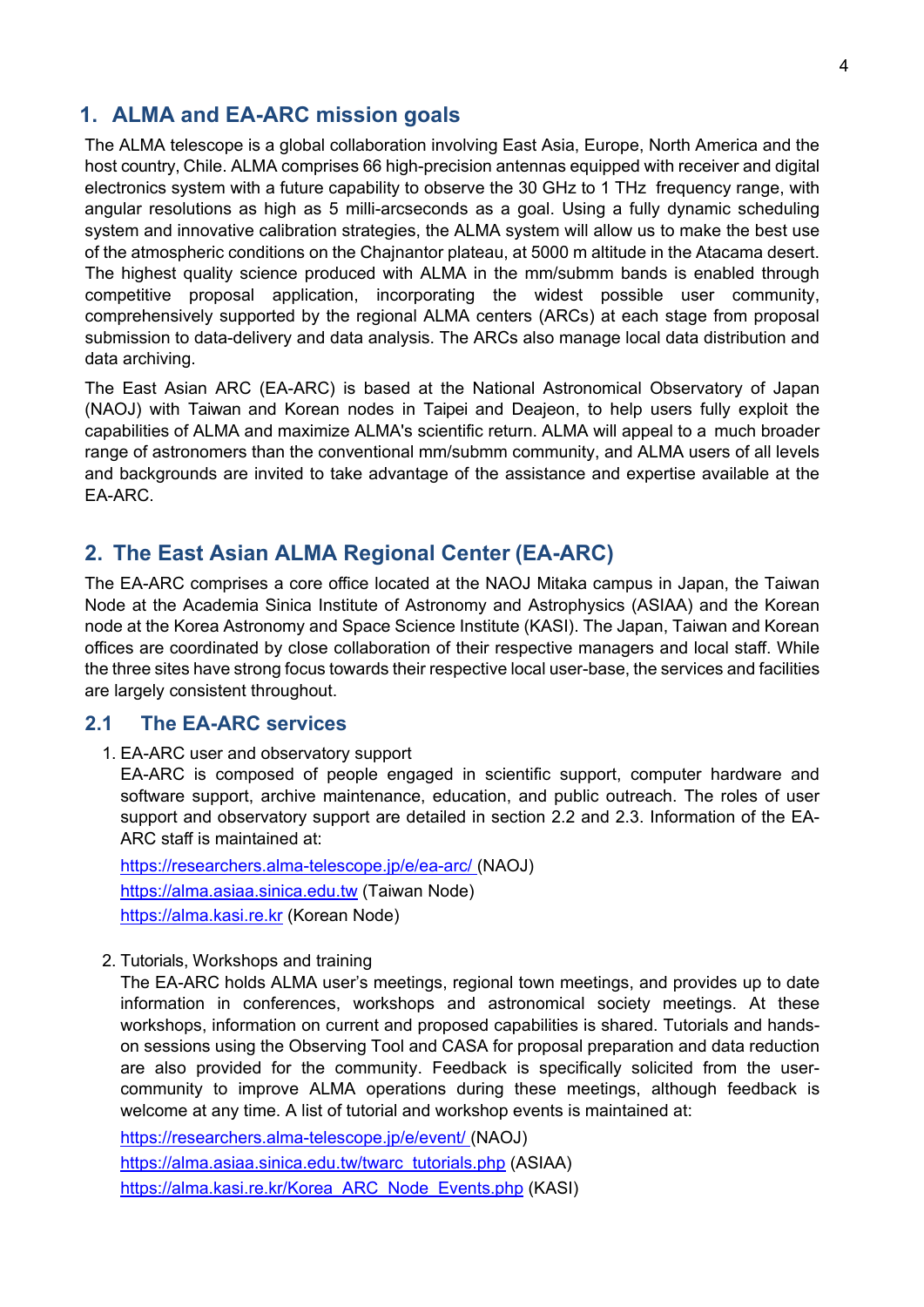## 1. ALMA and EA-ARC mission goals

The ALMA telescope is a global collaboration involving East Asia, Europe, North America and the host country, Chile. ALMA comprises 66 high-precision antennas equipped with receiver and digital electronics system with a future capability to observe the 30 GHz to 1 THz frequency range, with angular resolutions as high as 5 milli-arcseconds as a goal. Using a fully dynamic scheduling system and innovative calibration strategies, the ALMA system will allow us to make the best use of the atmospheric conditions on the Chajnantor plateau, at 5000 m altitude in the Atacama desert. The highest quality science produced with ALMA in the mm/submm bands is enabled through competitive proposal application, incorporating the widest possible user community, comprehensively supported by the regional ALMA centers (ARCs) at each stage from proposal submission to data-delivery and data analysis. The ARCs also manage local data distribution and data archiving.

The East Asian ARC (EA-ARC) is based at the National Astronomical Observatory of Japan (NAOJ) with Taiwan and Korean nodes in Taipei and Deajeon, to help users fully exploit the capabilities of ALMA and maximize ALMA's scientific return. ALMA will appeal to a much broader range of astronomers than the conventional mm/submm community, and ALMA users of all levels and backgrounds are invited to take advantage of the assistance and expertise available at the EA-ARC.

## 2. The East Asian ALMA Regional Center (EA-ARC)

The EA-ARC comprises a core office located at the NAOJ Mitaka campus in Japan, the Taiwan Node at the Academia Sinica Institute of Astronomy and Astrophysics (ASIAA) and the Korean node at the Korea Astronomy and Space Science Institute (KASI). The Japan, Taiwan and Korean offices are coordinated by close collaboration of their respective managers and local staff. While the three sites have strong focus towards their respective local user-base, the services and facilities are largely consistent throughout.

### 2.1 The EA-ARC services

1. EA-ARC user and observatory support
   EA-ARC is composed of people engaged in scientific support, computer hardware and software support, archive maintenance, education, and public outreach. The roles of user support and observatory support are detailed in section 2.2 and 2.3. Information of the EA-ARC staff is maintained at:

   https://researchers.alma-telescope.jp/e/ea-arc/ (NAOJ)
   https://alma.asiaa.sinica.edu.tw (Taiwan Node)
   https://alma.kasi.re.kr (Korean Node)

2. Tutorials, Workshops and training
   The EA-ARC holds ALMA user's meetings, regional town meetings, and provides up to date information in conferences, workshops and astronomical society meetings. At these workshops, information on current and proposed capabilities is shared. Tutorials and hands-on sessions using the Observing Tool and CASA for proposal preparation and data reduction are also provided for the community. Feedback is specifically solicited from the user-community to improve ALMA operations during these meetings, although feedback is welcome at any time. A list of tutorial and workshop events is maintained at:

   https://researchers.alma-telescope.jp/e/event/ (NAOJ)
   https://alma.asiaa.sinica.edu.tw/twarc_tutorials.php (ASIAA)
   https://alma.kasi.re.kr/Korea_ARC_Node_Events.php (KASI)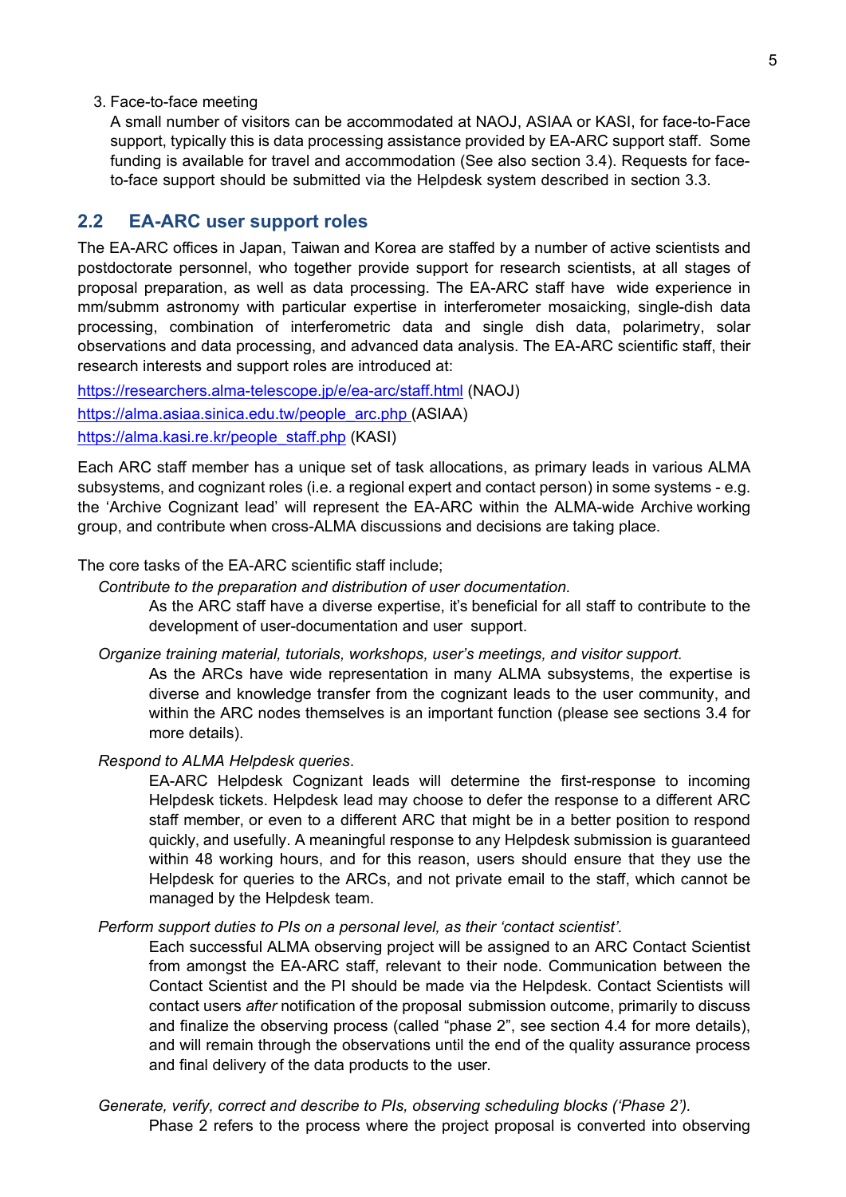3. Face-to-face meeting

   A small number of visitors can be accommodated at NAOJ, ASIAA or KASI, for face-to-Face support, typically this is data processing assistance provided by EA-ARC support staff. Some funding is available for travel and accommodation (See also section 3.4). Requests for face-to-face support should be submitted via the Helpdesk system described in section 3.3.

## 2.2 EA-ARC user support roles

The EA-ARC offices in Japan, Taiwan and Korea are staffed by a number of active scientists and postdoctorate personnel, who together provide support for research scientists, at all stages of proposal preparation, as well as data processing. The EA-ARC staff have wide experience in mm/submm astronomy with particular expertise in interferometer mosaicking, single-dish data processing, combination of interferometric data and single dish data, polarimetry, solar observations and data processing, and advanced data analysis. The EA-ARC scientific staff, their research interests and support roles are introduced at:

https://researchers.alma-telescope.jp/e/ea-arc/staff.html (NAOJ)

https://alma.asiaa.sinica.edu.tw/people_arc.php (ASIAA)

https://alma.kasi.re.kr/people_staff.php (KASI)

Each ARC staff member has a unique set of task allocations, as primary leads in various ALMA subsystems, and cognizant roles (i.e. a regional expert and contact person) in some systems - e.g. the 'Archive Cognizant lead' will represent the EA-ARC within the ALMA-wide Archive working group, and contribute when cross-ALMA discussions and decisions are taking place.

The core tasks of the EA-ARC scientific staff include;

*Contribute to the preparation and distribution of user documentation.*

> As the ARC staff have a diverse expertise, it's beneficial for all staff to contribute to the development of user-documentation and user support.

*Organize training material, tutorials, workshops, user's meetings, and visitor support.*

> As the ARCs have wide representation in many ALMA subsystems, the expertise is diverse and knowledge transfer from the cognizant leads to the user community, and within the ARC nodes themselves is an important function (please see sections 3.4 for more details).

*Respond to ALMA Helpdesk queries*.

> EA-ARC Helpdesk Cognizant leads will determine the first-response to incoming Helpdesk tickets. Helpdesk lead may choose to defer the response to a different ARC staff member, or even to a different ARC that might be in a better position to respond quickly, and usefully. A meaningful response to any Helpdesk submission is guaranteed within 48 working hours, and for this reason, users should ensure that they use the Helpdesk for queries to the ARCs, and not private email to the staff, which cannot be managed by the Helpdesk team.

*Perform support duties to PIs on a personal level, as their 'contact scientist'.*

> Each successful ALMA observing project will be assigned to an ARC Contact Scientist from amongst the EA-ARC staff, relevant to their node. Communication between the Contact Scientist and the PI should be made via the Helpdesk. Contact Scientists will contact users *after* notification of the proposal submission outcome, primarily to discuss and finalize the observing process (called "phase 2", see section 4.4 for more details), and will remain through the observations until the end of the quality assurance process and final delivery of the data products to the user.

*Generate, verify, correct and describe to PIs, observing scheduling blocks ('Phase 2').*

> Phase 2 refers to the process where the project proposal is converted into observing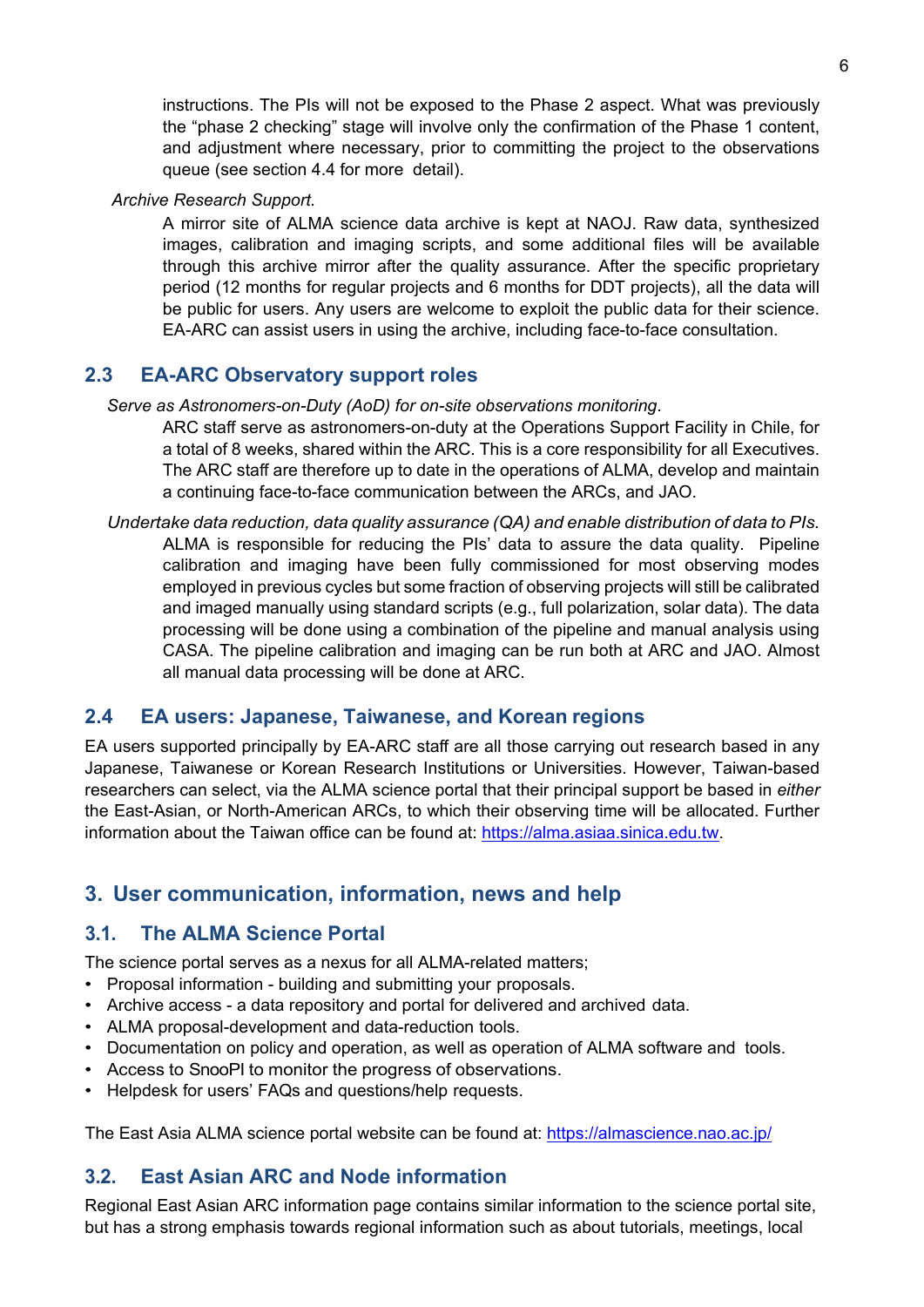instructions. The PIs will not be exposed to the Phase 2 aspect. What was previously the “phase 2 checking” stage will involve only the confirmation of the Phase 1 content, and adjustment where necessary, prior to committing the project to the observations queue (see section 4.4 for more detail).

*Archive Research Support.*

A mirror site of ALMA science data archive is kept at NAOJ. Raw data, synthesized images, calibration and imaging scripts, and some additional files will be available through this archive mirror after the quality assurance. After the specific proprietary period (12 months for regular projects and 6 months for DDT projects), all the data will be public for users. Any users are welcome to exploit the public data for their science. EA-ARC can assist users in using the archive, including face-to-face consultation.

## 2.3 EA-ARC Observatory support roles

*Serve as Astronomers-on-Duty (AoD) for on-site observations monitoring.*

ARC staff serve as astronomers-on-duty at the Operations Support Facility in Chile, for a total of 8 weeks, shared within the ARC. This is a core responsibility for all Executives. The ARC staff are therefore up to date in the operations of ALMA, develop and maintain a continuing face-to-face communication between the ARCs, and JAO.

*Undertake data reduction, data quality assurance (QA) and enable distribution of data to PIs.*

ALMA is responsible for reducing the PIs' data to assure the data quality. Pipeline calibration and imaging have been fully commissioned for most observing modes employed in previous cycles but some fraction of observing projects will still be calibrated and imaged manually using standard scripts (e.g., full polarization, solar data). The data processing will be done using a combination of the pipeline and manual analysis using CASA. The pipeline calibration and imaging can be run both at ARC and JAO. Almost all manual data processing will be done at ARC.

## 2.4 EA users: Japanese, Taiwanese, and Korean regions

EA users supported principally by EA-ARC staff are all those carrying out research based in any Japanese, Taiwanese or Korean Research Institutions or Universities. However, Taiwan-based researchers can select, via the ALMA science portal that their principal support be based in *either* the East-Asian, or North-American ARCs, to which their observing time will be allocated. Further information about the Taiwan office can be found at: https://alma.asiaa.sinica.edu.tw.

# 3. User communication, information, news and help

## 3.1. The ALMA Science Portal

The science portal serves as a nexus for all ALMA-related matters;

- Proposal information - building and submitting your proposals.
- Archive access - a data repository and portal for delivered and archived data.
- ALMA proposal-development and data-reduction tools.
- Documentation on policy and operation, as well as operation of ALMA software and tools.
- Access to SnooPI to monitor the progress of observations.
- Helpdesk for users' FAQs and questions/help requests.

The East Asia ALMA science portal website can be found at: https://almascience.nao.ac.jp/

## 3.2. East Asian ARC and Node information

Regional East Asian ARC information page contains similar information to the science portal site, but has a strong emphasis towards regional information such as about tutorials, meetings, local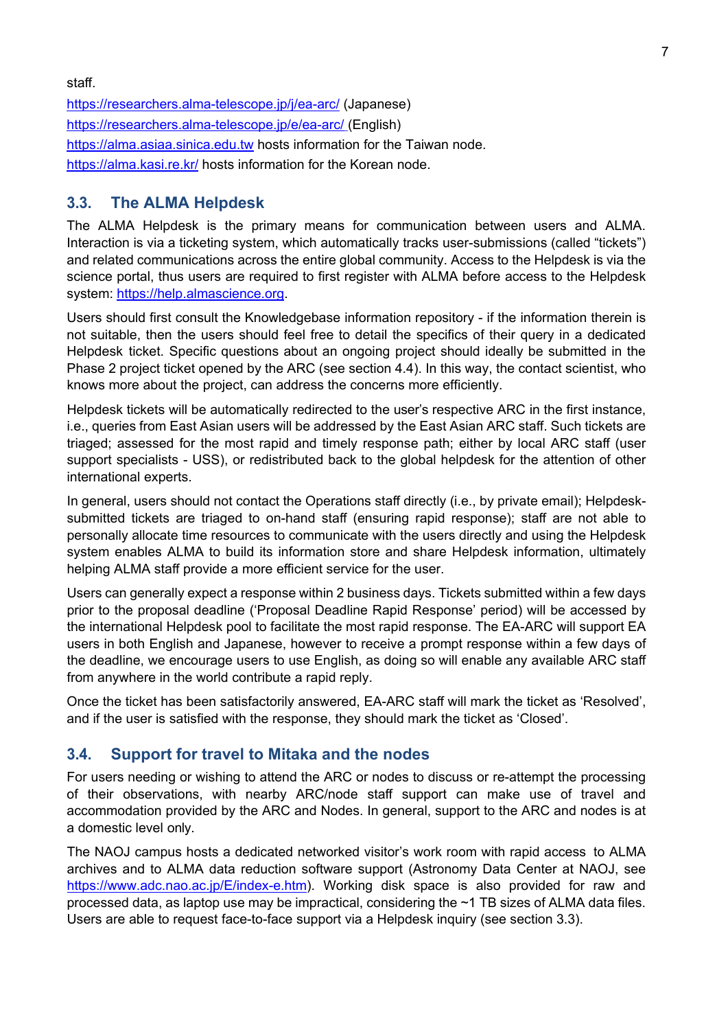staff.

https://researchers.alma-telescope.jp/j/ea-arc/ (Japanese)
https://researchers.alma-telescope.jp/e/ea-arc/ (English)
https://alma.asiaa.sinica.edu.tw hosts information for the Taiwan node.
https://alma.kasi.re.kr/ hosts information for the Korean node.

## 3.3. The ALMA Helpdesk

The ALMA Helpdesk is the primary means for communication between users and ALMA. Interaction is via a ticketing system, which automatically tracks user-submissions (called "tickets") and related communications across the entire global community. Access to the Helpdesk is via the science portal, thus users are required to first register with ALMA before access to the Helpdesk system: https://help.almascience.org.

Users should first consult the Knowledgebase information repository - if the information therein is not suitable, then the users should feel free to detail the specifics of their query in a dedicated Helpdesk ticket. Specific questions about an ongoing project should ideally be submitted in the Phase 2 project ticket opened by the ARC (see section 4.4). In this way, the contact scientist, who knows more about the project, can address the concerns more efficiently.

Helpdesk tickets will be automatically redirected to the user's respective ARC in the first instance, i.e., queries from East Asian users will be addressed by the East Asian ARC staff. Such tickets are triaged; assessed for the most rapid and timely response path; either by local ARC staff (user support specialists - USS), or redistributed back to the global helpdesk for the attention of other international experts.

In general, users should not contact the Operations staff directly (i.e., by private email); Helpdesk-submitted tickets are triaged to on-hand staff (ensuring rapid response); staff are not able to personally allocate time resources to communicate with the users directly and using the Helpdesk system enables ALMA to build its information store and share Helpdesk information, ultimately helping ALMA staff provide a more efficient service for the user.

Users can generally expect a response within 2 business days. Tickets submitted within a few days prior to the proposal deadline ('Proposal Deadline Rapid Response' period) will be accessed by the international Helpdesk pool to facilitate the most rapid response. The EA-ARC will support EA users in both English and Japanese, however to receive a prompt response within a few days of the deadline, we encourage users to use English, as doing so will enable any available ARC staff from anywhere in the world contribute a rapid reply.

Once the ticket has been satisfactorily answered, EA-ARC staff will mark the ticket as 'Resolved', and if the user is satisfied with the response, they should mark the ticket as 'Closed'.

## 3.4. Support for travel to Mitaka and the nodes

For users needing or wishing to attend the ARC or nodes to discuss or re-attempt the processing of their observations, with nearby ARC/node staff support can make use of travel and accommodation provided by the ARC and Nodes. In general, support to the ARC and nodes is at a domestic level only.

The NAOJ campus hosts a dedicated networked visitor's work room with rapid access to ALMA archives and to ALMA data reduction software support (Astronomy Data Center at NAOJ, see https://www.adc.nao.ac.jp/E/index-e.htm). Working disk space is also provided for raw and processed data, as laptop use may be impractical, considering the ~1 TB sizes of ALMA data files. Users are able to request face-to-face support via a Helpdesk inquiry (see section 3.3).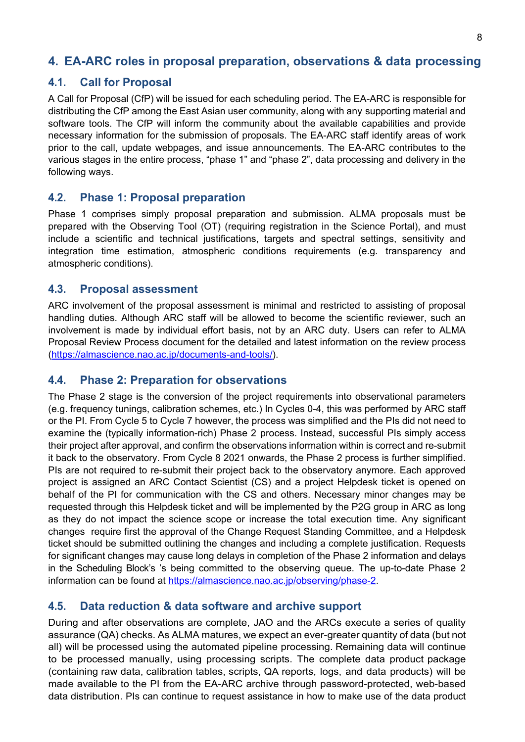## 4. EA-ARC roles in proposal preparation, observations & data processing

### 4.1. Call for Proposal

A Call for Proposal (CfP) will be issued for each scheduling period. The EA-ARC is responsible for distributing the CfP among the East Asian user community, along with any supporting material and software tools. The CfP will inform the community about the available capabilities and provide necessary information for the submission of proposals. The EA-ARC staff identify areas of work prior to the call, update webpages, and issue announcements. The EA-ARC contributes to the various stages in the entire process, "phase 1" and "phase 2", data processing and delivery in the following ways.

### 4.2. Phase 1: Proposal preparation

Phase 1 comprises simply proposal preparation and submission. ALMA proposals must be prepared with the Observing Tool (OT) (requiring registration in the Science Portal), and must include a scientific and technical justifications, targets and spectral settings, sensitivity and integration time estimation, atmospheric conditions requirements (e.g. transparency and atmospheric conditions).

### 4.3. Proposal assessment

ARC involvement of the proposal assessment is minimal and restricted to assisting of proposal handling duties. Although ARC staff will be allowed to become the scientific reviewer, such an involvement is made by individual effort basis, not by an ARC duty. Users can refer to ALMA Proposal Review Process document for the detailed and latest information on the review process (https://almascience.nao.ac.jp/documents-and-tools/).

### 4.4. Phase 2: Preparation for observations

The Phase 2 stage is the conversion of the project requirements into observational parameters (e.g. frequency tunings, calibration schemes, etc.) In Cycles 0-4, this was performed by ARC staff or the PI. From Cycle 5 to Cycle 7 however, the process was simplified and the PIs did not need to examine the (typically information-rich) Phase 2 process. Instead, successful PIs simply access their project after approval, and confirm the observations information within is correct and re-submit it back to the observatory. From Cycle 8 2021 onwards, the Phase 2 process is further simplified. PIs are not required to re-submit their project back to the observatory anymore. Each approved project is assigned an ARC Contact Scientist (CS) and a project Helpdesk ticket is opened on behalf of the PI for communication with the CS and others. Necessary minor changes may be requested through this Helpdesk ticket and will be implemented by the P2G group in ARC as long as they do not impact the science scope or increase the total execution time. Any significant changes require first the approval of the Change Request Standing Committee, and a Helpdesk ticket should be submitted outlining the changes and including a complete justification. Requests for significant changes may cause long delays in completion of the Phase 2 information and delays in the Scheduling Block's 's being committed to the observing queue. The up-to-date Phase 2 information can be found at https://almascience.nao.ac.jp/observing/phase-2.

### 4.5. Data reduction & data software and archive support

During and after observations are complete, JAO and the ARCs execute a series of quality assurance (QA) checks. As ALMA matures, we expect an ever-greater quantity of data (but not all) will be processed using the automated pipeline processing. Remaining data will continue to be processed manually, using processing scripts. The complete data product package (containing raw data, calibration tables, scripts, QA reports, logs, and data products) will be made available to the PI from the EA-ARC archive through password-protected, web-based data distribution. PIs can continue to request assistance in how to make use of the data product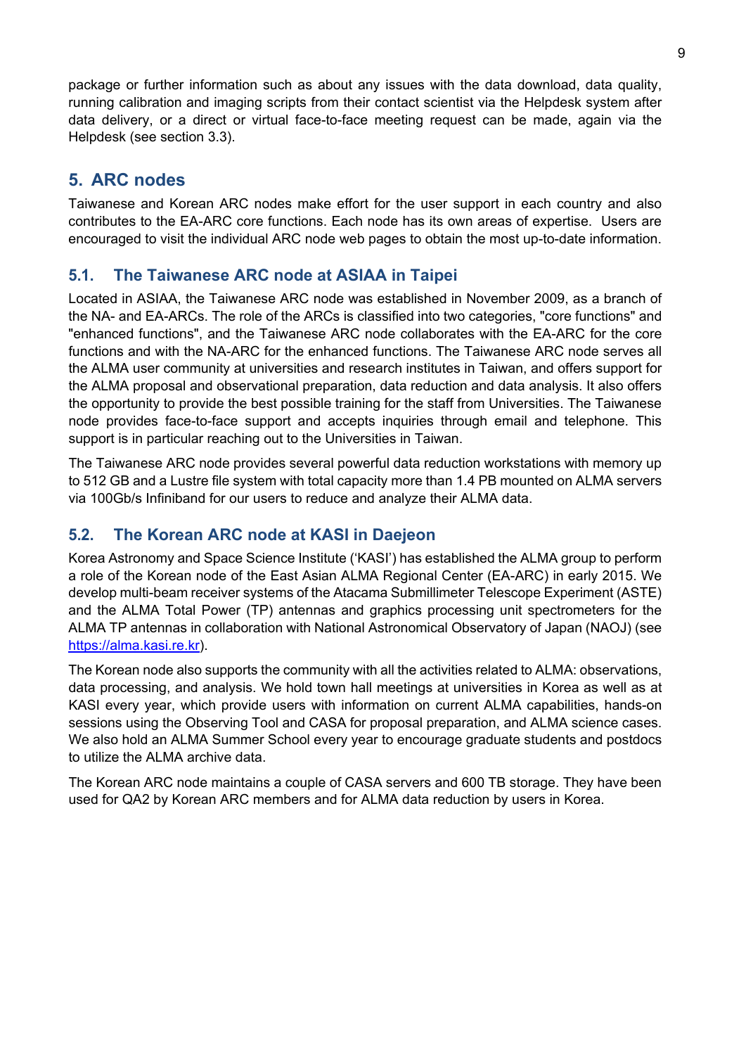package or further information such as about any issues with the data download, data quality, running calibration and imaging scripts from their contact scientist via the Helpdesk system after data delivery, or a direct or virtual face-to-face meeting request can be made, again via the Helpdesk (see section 3.3).

# 5. ARC nodes

Taiwanese and Korean ARC nodes make effort for the user support in each country and also contributes to the EA-ARC core functions. Each node has its own areas of expertise. Users are encouraged to visit the individual ARC node web pages to obtain the most up-to-date information.

## 5.1. The Taiwanese ARC node at ASIAA in Taipei

Located in ASIAA, the Taiwanese ARC node was established in November 2009, as a branch of the NA- and EA-ARCs. The role of the ARCs is classified into two categories, "core functions" and "enhanced functions", and the Taiwanese ARC node collaborates with the EA-ARC for the core functions and with the NA-ARC for the enhanced functions. The Taiwanese ARC node serves all the ALMA user community at universities and research institutes in Taiwan, and offers support for the ALMA proposal and observational preparation, data reduction and data analysis. It also offers the opportunity to provide the best possible training for the staff from Universities. The Taiwanese node provides face-to-face support and accepts inquiries through email and telephone. This support is in particular reaching out to the Universities in Taiwan.

The Taiwanese ARC node provides several powerful data reduction workstations with memory up to 512 GB and a Lustre file system with total capacity more than 1.4 PB mounted on ALMA servers via 100Gb/s Infiniband for our users to reduce and analyze their ALMA data.

## 5.2. The Korean ARC node at KASI in Daejeon

Korea Astronomy and Space Science Institute ('KASI') has established the ALMA group to perform a role of the Korean node of the East Asian ALMA Regional Center (EA-ARC) in early 2015. We develop multi-beam receiver systems of the Atacama Submillimeter Telescope Experiment (ASTE) and the ALMA Total Power (TP) antennas and graphics processing unit spectrometers for the ALMA TP antennas in collaboration with National Astronomical Observatory of Japan (NAOJ) (see https://alma.kasi.re.kr).

The Korean node also supports the community with all the activities related to ALMA: observations, data processing, and analysis. We hold town hall meetings at universities in Korea as well as at KASI every year, which provide users with information on current ALMA capabilities, hands-on sessions using the Observing Tool and CASA for proposal preparation, and ALMA science cases. We also hold an ALMA Summer School every year to encourage graduate students and postdocs to utilize the ALMA archive data.

The Korean ARC node maintains a couple of CASA servers and 600 TB storage. They have been used for QA2 by Korean ARC members and for ALMA data reduction by users in Korea.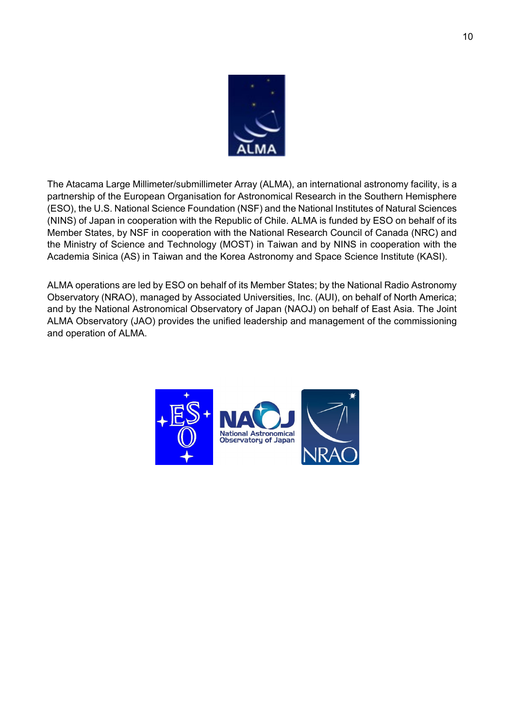The Atacama Large Millimeter/submillimeter Array (ALMA), an international astronomy facility, is a partnership of the European Organisation for Astronomical Research in the Southern Hemisphere (ESO), the U.S. National Science Foundation (NSF) and the National Institutes of Natural Sciences (NINS) of Japan in cooperation with the Republic of Chile. ALMA is funded by ESO on behalf of its Member States, by NSF in cooperation with the National Research Council of Canada (NRC) and the Ministry of Science and Technology (MOST) in Taiwan and by NINS in cooperation with the Academia Sinica (AS) in Taiwan and the Korea Astronomy and Space Science Institute (KASI).

ALMA operations are led by ESO on behalf of its Member States; by the National Radio Astronomy Observatory (NRAO), managed by Associated Universities, Inc. (AUI), on behalf of North America; and by the National Astronomical Observatory of Japan (NAOJ) on behalf of East Asia. The Joint ALMA Observatory (JAO) provides the unified leadership and management of the commissioning and operation of ALMA.